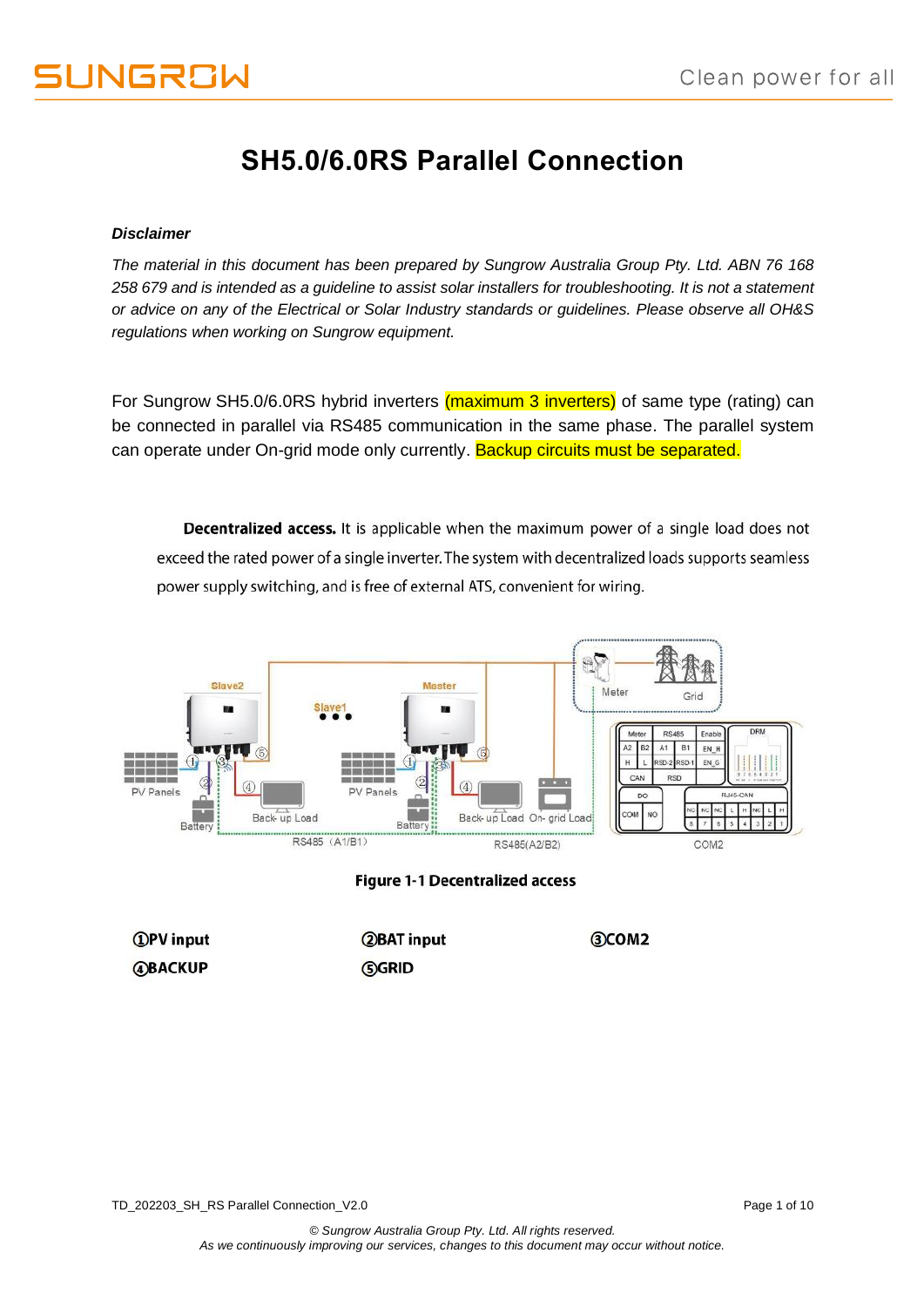# SH5.0/6.0RS Parallel Connection

***Disclaimer***

*The material in this document has been prepared by Sungrow Australia Group Pty. Ltd. ABN 76 168 258 679 and is intended as a guideline to assist solar installers for troubleshooting. It is not a statement or advice on any of the Electrical or Solar Industry standards or guidelines. Please observe all OH&S regulations when working on Sungrow equipment.*

For Sungrow SH5.0/6.0RS hybrid inverters (maximum 3 inverters) of same type (rating) can be connected in parallel via RS485 communication in the same phase. The parallel system can operate under On-grid mode only currently. Backup circuits must be separated.

**Decentralized access.** It is applicable when the maximum power of a single load does not exceed the rated power of a single inverter. The system with decentralized loads supports seamless power supply switching, and is free of external ATS, convenient for wiring.

**Figure 1-1 Decentralized access**

| | | |
|---|---|---|
| **①PV input** | **②BAT input** | **③COM2** |
| **④BACKUP** | **⑤GRID** | |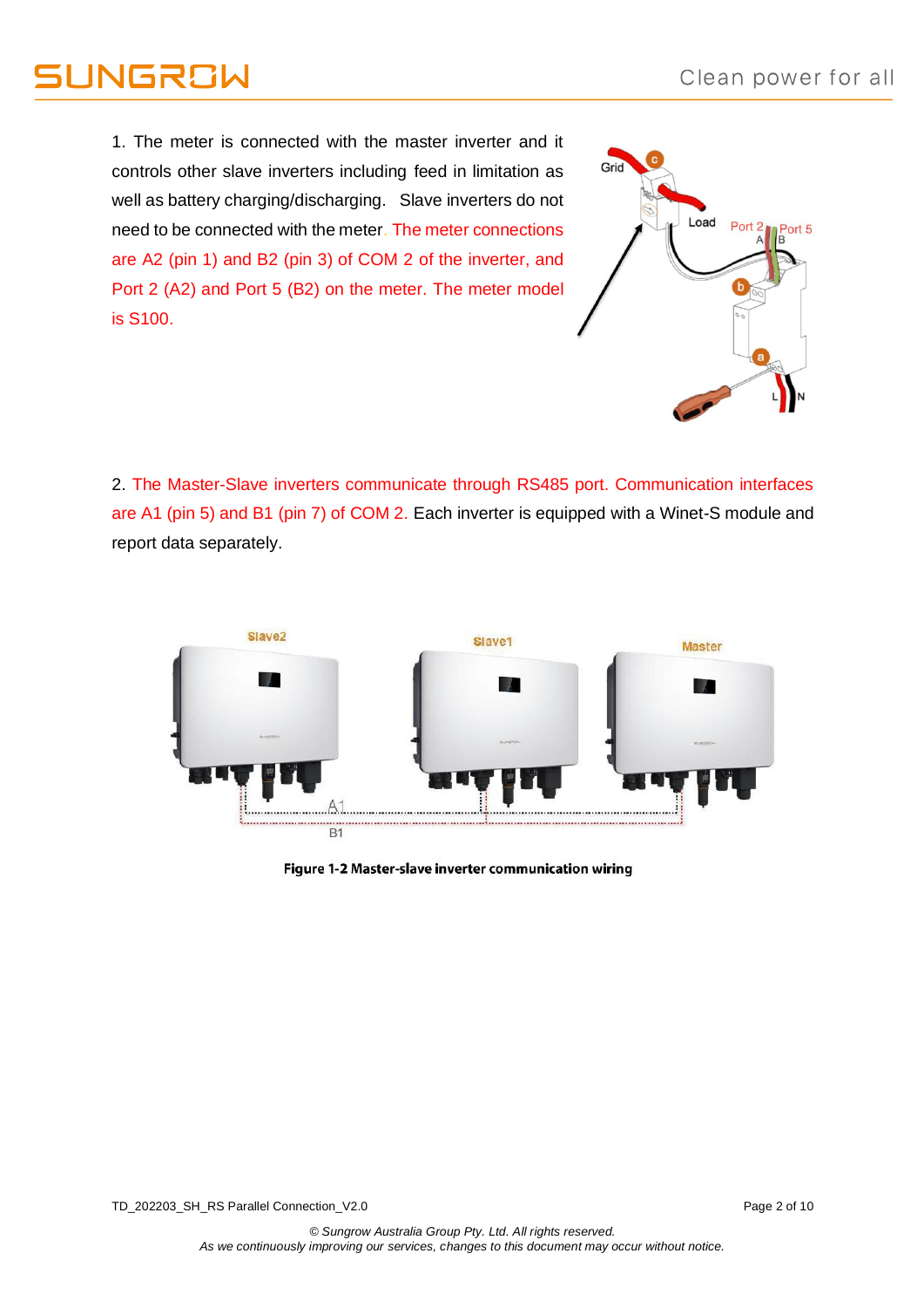1. The meter is connected with the master inverter and it controls other slave inverters including feed in limitation as well as battery charging/discharging. Slave inverters do not need to be connected with the meter. The meter connections are A2 (pin 1) and B2 (pin 3) of COM 2 of the inverter, and Port 2 (A2) and Port 5 (B2) on the meter. The meter model is S100.

2. The Master-Slave inverters communicate through RS485 port. Communication interfaces are A1 (pin 5) and B1 (pin 7) of COM 2. Each inverter is equipped with a Winet-S module and report data separately.

**Figure 1-2 Master-slave inverter communication wiring**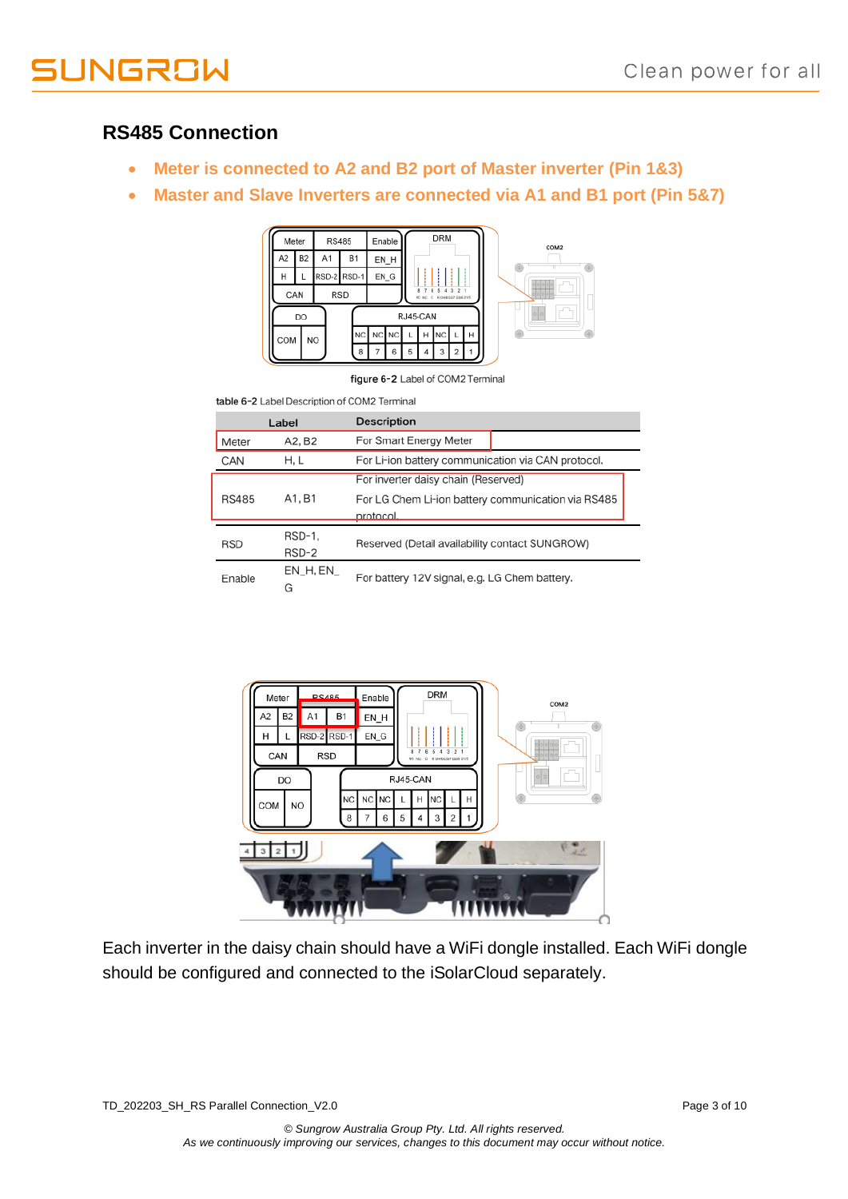## RS485 Connection

- **Meter is connected to A2 and B2 port of Master inverter (Pin 1&3)**
- **Master and Slave Inverters are connected via A1 and B1 port (Pin 5&7)**

figure 6-2 Label of COM2 Terminal

table 6-2 Label Description of COM2 Terminal

| Label | | Description |
|---|---|---|
| Meter | A2, B2 | For Smart Energy Meter |
| CAN | H, L | For Li-ion battery communication via CAN protocol. |
| RS485 | A1, B1 | For inverter daisy chain (Reserved)<br>For LG Chem Li-ion battery communication via RS485 protocol. |
| RSD | RSD-1, RSD-2 | Reserved (Detail availability contact SUNGROW) |
| Enable | EN_H, EN_G | For battery 12V signal, e.g. LG Chem battery. |

Each inverter in the daisy chain should have a WiFi dongle installed. Each WiFi dongle should be configured and connected to the iSolarCloud separately.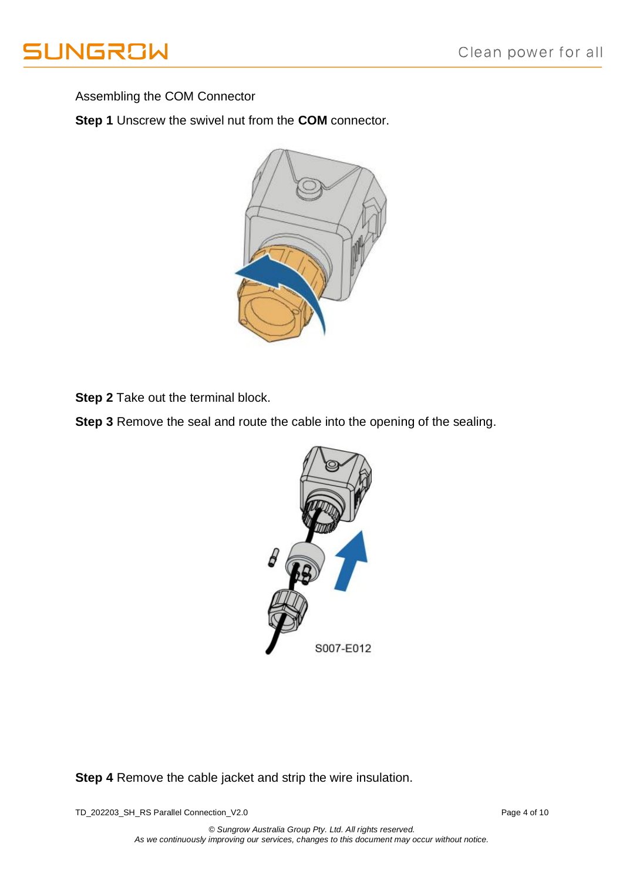Assembling the COM Connector

**Step 1** Unscrew the swivel nut from the **COM** connector.

**Step 2** Take out the terminal block.

**Step 3** Remove the seal and route the cable into the opening of the sealing.

**Step 4** Remove the cable jacket and strip the wire insulation.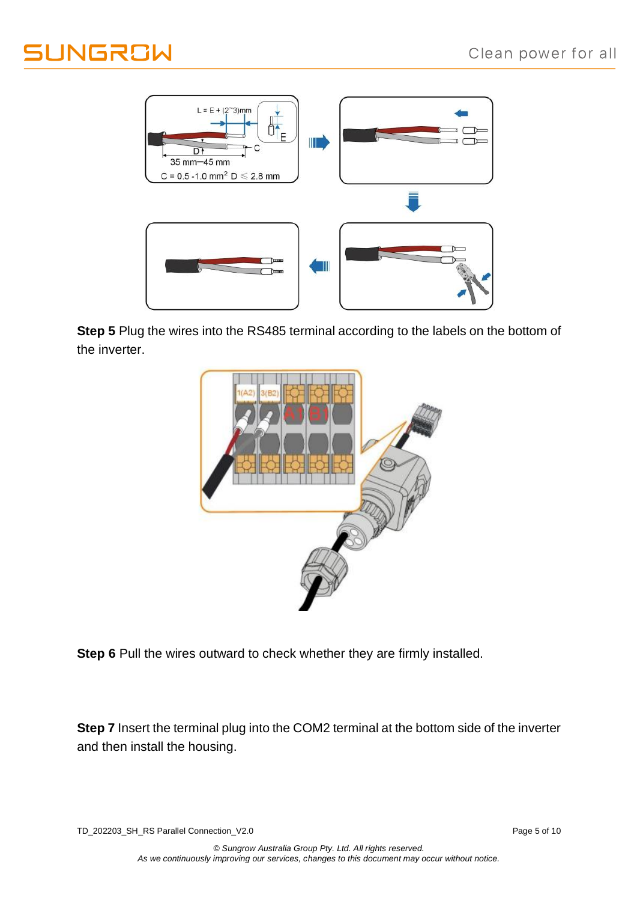**Step 5** Plug the wires into the RS485 terminal according to the labels on the bottom of the inverter.

**Step 6** Pull the wires outward to check whether they are firmly installed.

**Step 7** Insert the terminal plug into the COM2 terminal at the bottom side of the inverter and then install the housing.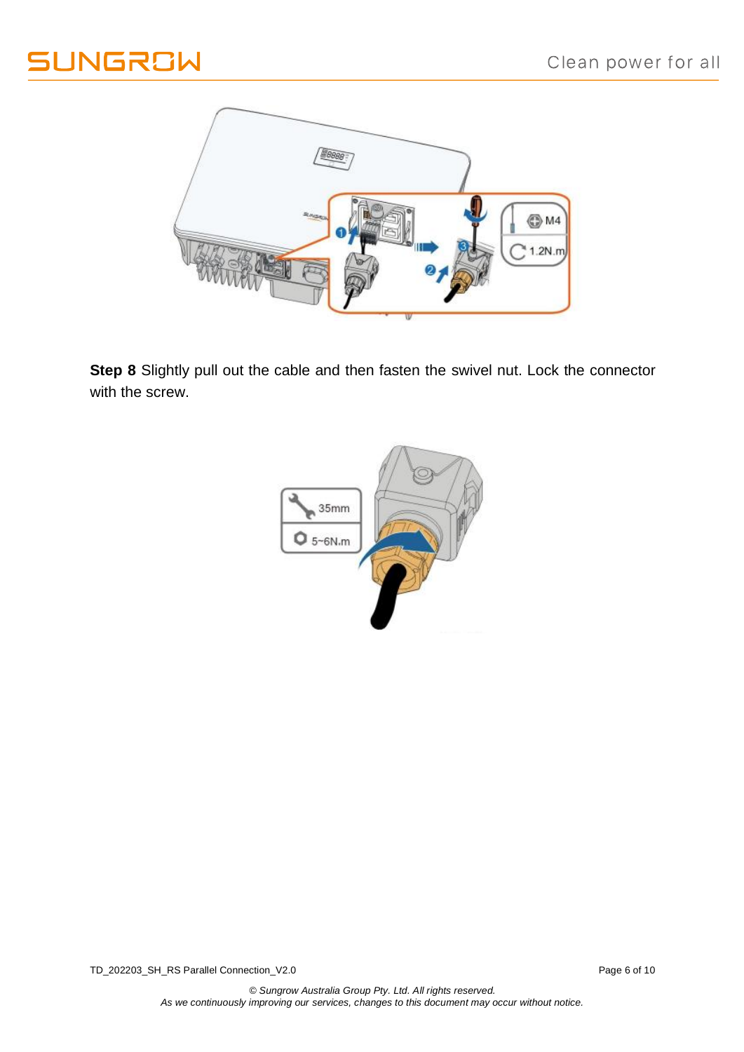**Step 8** Slightly pull out the cable and then fasten the swivel nut. Lock the connector with the screw.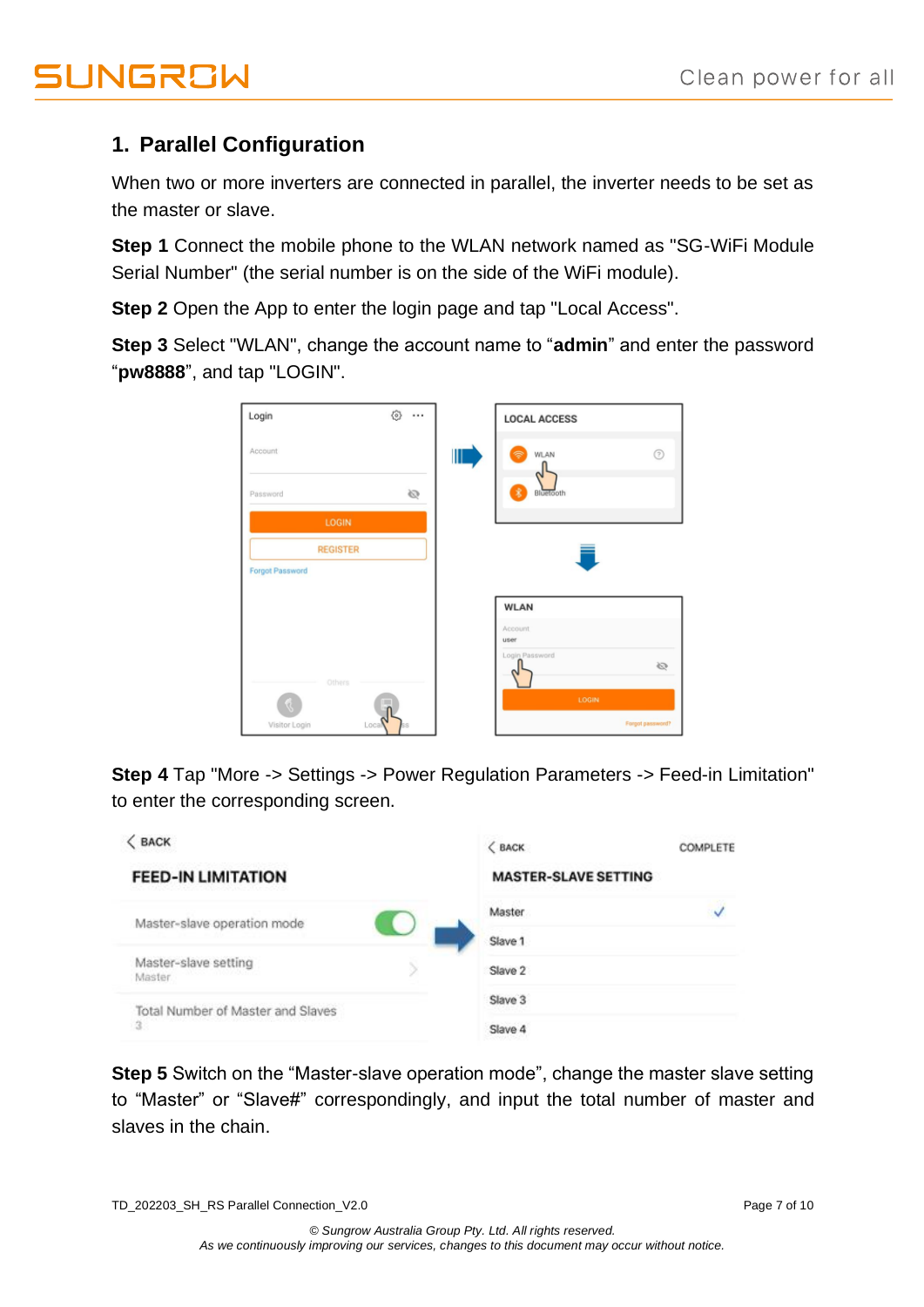## 1. Parallel Configuration

When two or more inverters are connected in parallel, the inverter needs to be set as the master or slave.

**Step 1** Connect the mobile phone to the WLAN network named as "SG-WiFi Module Serial Number" (the serial number is on the side of the WiFi module).

**Step 2** Open the App to enter the login page and tap "Local Access".

**Step 3** Select "WLAN", change the account name to “**admin**” and enter the password “**pw8888**”, and tap "LOGIN".

**Step 4** Tap "More -> Settings -> Power Regulation Parameters -> Feed-in Limitation" to enter the corresponding screen.

**Step 5** Switch on the “Master-slave operation mode”, change the master slave setting to “Master” or “Slave#” correspondingly, and input the total number of master and slaves in the chain.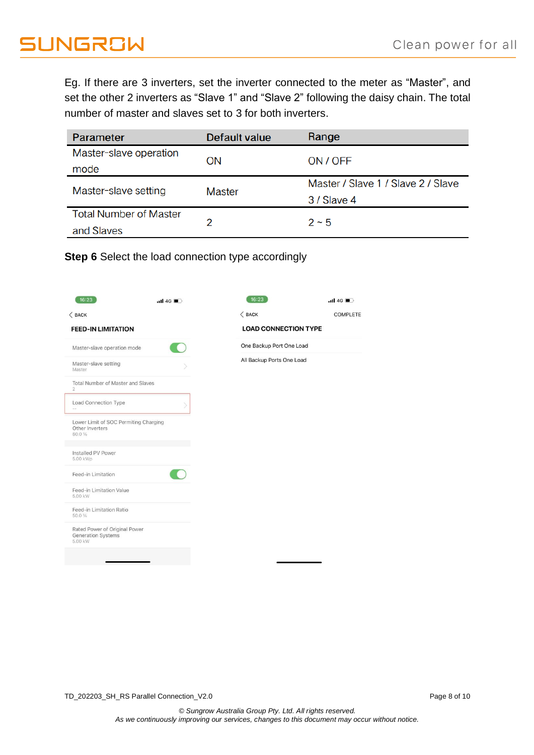Eg. If there are 3 inverters, set the inverter connected to the meter as "Master", and set the other 2 inverters as "Slave 1" and "Slave 2" following the daisy chain. The total number of master and slaves set to 3 for both inverters.

| Parameter | Default value | Range |
|---|---|---|
| Master-slave operation mode | ON | ON / OFF |
| Master-slave setting | Master | Master / Slave 1 / Slave 2 / Slave 3 / Slave 4 |
| Total Number of Master and Slaves | 2 | 2 ~ 5 |

**Step 6** Select the load connection type accordingly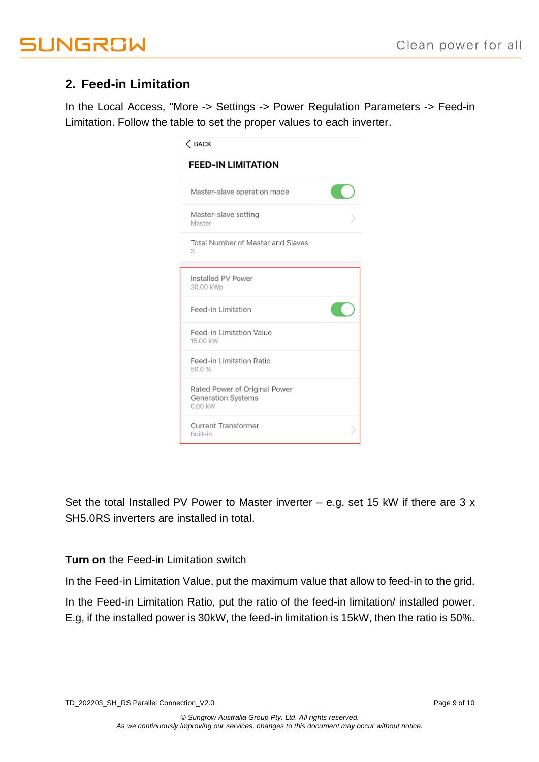## 2. Feed-in Limitation

In the Local Access, "More -> Settings -> Power Regulation Parameters -> Feed-in Limitation. Follow the table to set the proper values to each inverter.

BACK

FEED-IN LIMITATION

Master-slave operation mode

Master-slave setting
Master

Total Number of Master and Slaves
3

Installed PV Power
30.00 kWp

Feed-in Limitation

Feed-in Limitation Value
15.00 kW

Feed-in Limitation Ratio
50.0 %

Rated Power of Original Power Generation Systems
0.00 kW

Current Transformer
Built-in

Set the total Installed PV Power to Master inverter – e.g. set 15 kW if there are 3 x SH5.0RS inverters are installed in total.

**Turn on** the Feed-in Limitation switch

In the Feed-in Limitation Value, put the maximum value that allow to feed-in to the grid.

In the Feed-in Limitation Ratio, put the ratio of the feed-in limitation/ installed power. E.g, if the installed power is 30kW, the feed-in limitation is 15kW, then the ratio is 50%.

TD_202203_SH_RS Parallel Connection_V2.0

*© Sungrow Australia Group Pty. Ltd. All rights reserved.*
*As we continuously improving our services, changes to this document may occur without notice.*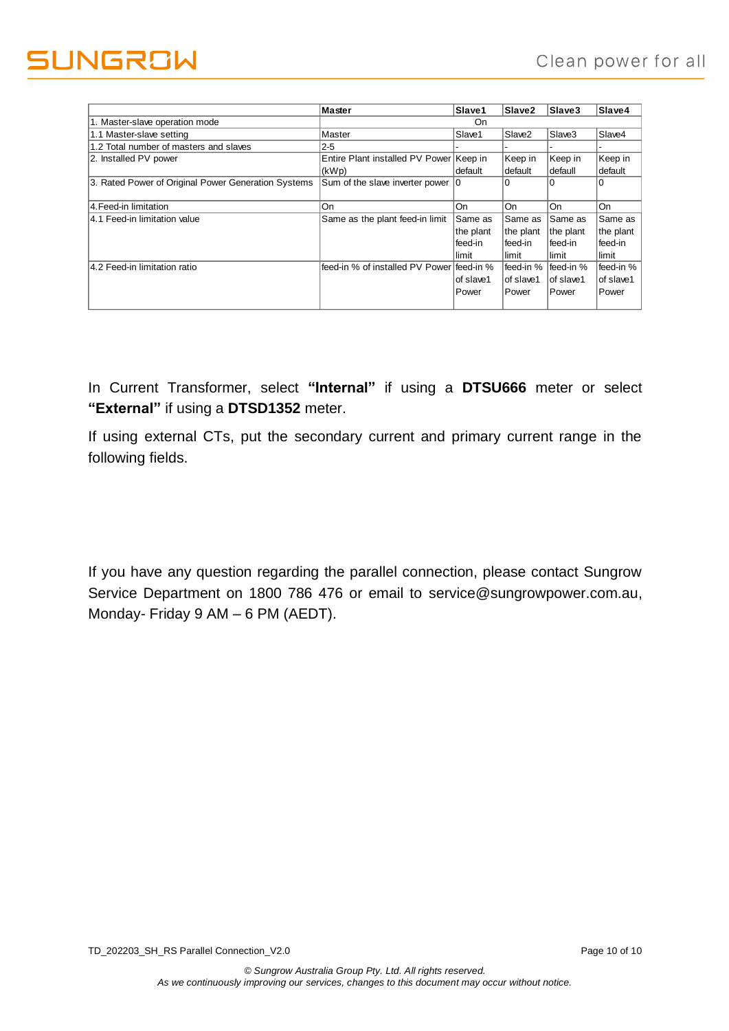| | Master | Slave1 | Slave2 | Slave3 | Slave4 |
|---|---|---|---|---|---|
| 1. Master-slave operation mode | On | | | | |
| 1.1 Master-slave setting | Master | Slave1 | Slave2 | Slave3 | Slave4 |
| 1.2 Total number of masters and slaves | 2-5 | - | - | - | - |
| 2. Installed PV power | Entire Plant installed PV Power (kWp) | Keep in default | Keep in default | Keep in defaull | Keep in default |
| 3. Rated Power of Original Power Generation Systems | Sum of the slave inverter power | 0 | 0 | 0 | 0 |
| 4.Feed-in limitation | On | On | On | On | On |
| 4.1 Feed-in limitation value | Same as the plant feed-in limit | Same as the plant feed-in limit | Same as the plant feed-in limit | Same as the plant feed-in limit | Same as the plant feed-in limit |
| 4.2 Feed-in limitation ratio | feed-in % of installed PV Power | feed-in % of slave1 Power | feed-in % of slave1 Power | feed-in % of slave1 Power | feed-in % of slave1 Power |

In Current Transformer, select **"Internal"** if using a **DTSU666** meter or select **"External"** if using a **DTSD1352** meter.

If using external CTs, put the secondary current and primary current range in the following fields.

If you have any question regarding the parallel connection, please contact Sungrow Service Department on 1800 786 476 or email to service@sungrowpower.com.au, Monday- Friday 9 AM – 6 PM (AEDT).